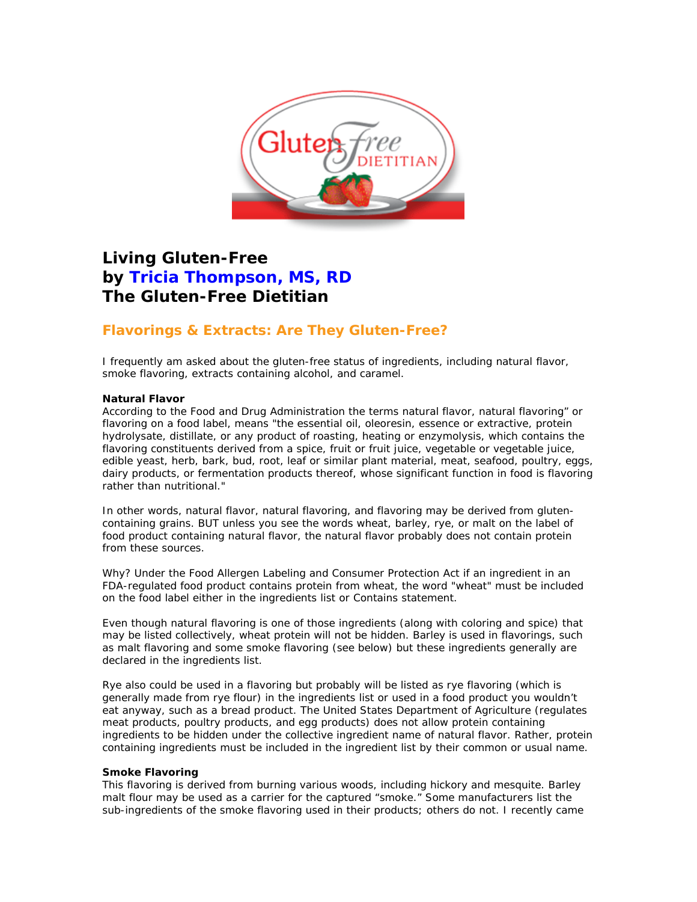# Living Gluten-Free
# by Tricia Thompson, MS, RD
# The Gluten-Free Dietitian

## Flavorings & Extracts: Are They Gluten-Free?

I frequently am asked about the gluten-free status of ingredients, including natural flavor, smoke flavoring, extracts containing alcohol, and caramel.

**Natural Flavor**
According to the Food and Drug Administration the terms natural flavor, natural flavoring" or flavoring on a food label, means "the essential oil, oleoresin, essence or extractive, protein hydrolysate, distillate, or any product of roasting, heating or enzymolysis, which contains the flavoring constituents derived from a spice, fruit or fruit juice, vegetable or vegetable juice, edible yeast, herb, bark, bud, root, leaf or similar plant material, meat, seafood, poultry, eggs, dairy products, or fermentation products thereof, whose significant function in food is flavoring rather than nutritional."

In other words, natural flavor, natural flavoring, and flavoring may be derived from gluten-containing grains. BUT unless you see the words wheat, barley, rye, or malt on the label of food product containing natural flavor, the natural flavor probably does not contain protein from these sources.

Why? Under the Food Allergen Labeling and Consumer Protection Act if an ingredient in an FDA-regulated food product contains protein from wheat, the word "wheat" must be included on the food label either in the ingredients list or Contains statement.

Even though natural flavoring is one of those ingredients (along with coloring and spice) that may be listed collectively, wheat protein will not be hidden. Barley is used in flavorings, such as malt flavoring and some smoke flavoring (see below) but these ingredients generally are declared in the ingredients list.

Rye also could be used in a flavoring but probably will be listed as rye flavoring (which is generally made from rye flour) in the ingredients list or used in a food product you wouldn't eat anyway, such as a bread product. The United States Department of Agriculture (regulates meat products, poultry products, and egg products) does not allow protein containing ingredients to be hidden under the collective ingredient name of natural flavor. Rather, protein containing ingredients must be included in the ingredient list by their common or usual name.

**Smoke Flavoring**
This flavoring is derived from burning various woods, including hickory and mesquite. Barley malt flour may be used as a carrier for the captured "smoke." Some manufacturers list the sub-ingredients of the smoke flavoring used in their products; others do not. I recently came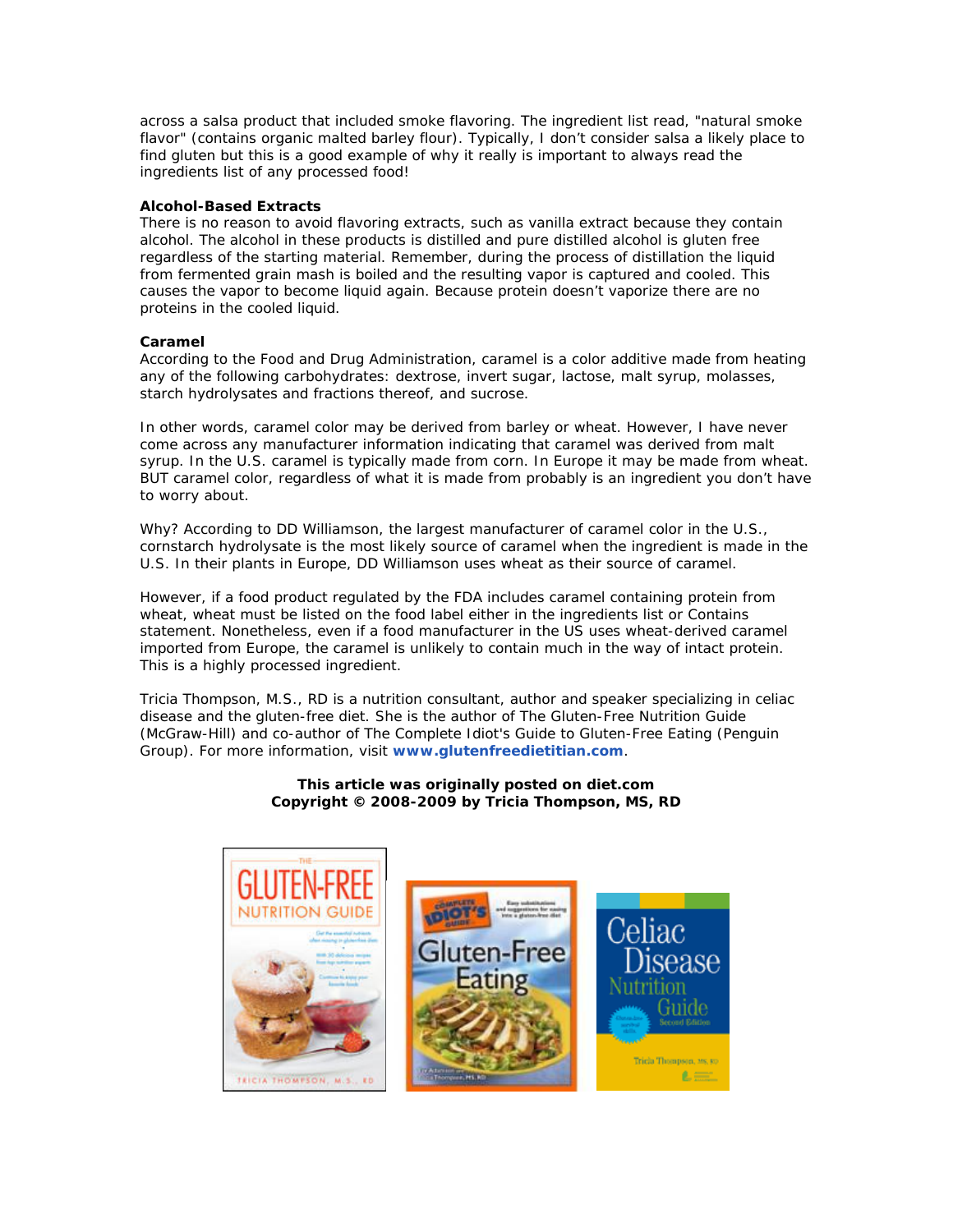across a salsa product that included smoke flavoring. The ingredient list read, "natural smoke flavor" (contains organic malted barley flour). Typically, I don't consider salsa a likely place to find gluten but this is a good example of why it really is important to always read the ingredients list of any processed food!

**Alcohol-Based Extracts**
There is no reason to avoid flavoring extracts, such as vanilla extract because they contain alcohol. The alcohol in these products is distilled and pure distilled alcohol is gluten free regardless of the starting material. Remember, during the process of distillation the liquid from fermented grain mash is boiled and the resulting vapor is captured and cooled. This causes the vapor to become liquid again. Because protein doesn't vaporize there are no proteins in the cooled liquid.

**Caramel**
According to the Food and Drug Administration, caramel is a color additive made from heating any of the following carbohydrates: dextrose, invert sugar, lactose, malt syrup, molasses, starch hydrolysates and fractions thereof, and sucrose.

In other words, caramel color may be derived from barley or wheat. However, I have never come across any manufacturer information indicating that caramel was derived from malt syrup. In the U.S. caramel is typically made from corn. In Europe it may be made from wheat. BUT caramel color, regardless of what it is made from probably is an ingredient you don't have to worry about.

Why? According to DD Williamson, the largest manufacturer of caramel color in the U.S., cornstarch hydrolysate is the most likely source of caramel when the ingredient is made in the U.S. In their plants in Europe, DD Williamson uses wheat as their source of caramel.

However, if a food product regulated by the FDA includes caramel containing protein from wheat, wheat must be listed on the food label either in the ingredients list or Contains statement. Nonetheless, even if a food manufacturer in the US uses wheat-derived caramel imported from Europe, the caramel is unlikely to contain much in the way of intact protein. This is a highly processed ingredient.

Tricia Thompson, M.S., RD is a nutrition consultant, author and speaker specializing in celiac disease and the gluten-free diet. She is the author of The Gluten-Free Nutrition Guide (McGraw-Hill) and co-author of The Complete Idiot's Guide to Gluten-Free Eating (Penguin Group). For more information, visit **www.glutenfreedietitian.com**.

**This article was originally posted on diet.com**
**Copyright © 2008-2009 by Tricia Thompson, MS, RD**